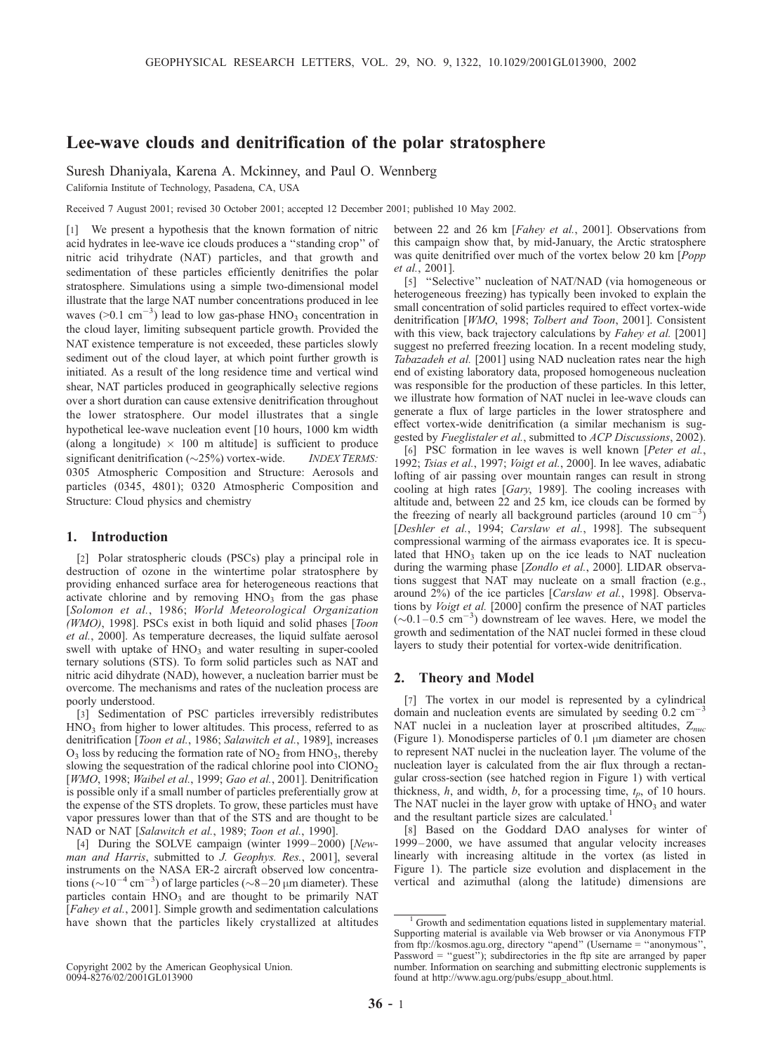# Lee-wave clouds and denitrification of the polar stratosphere

Suresh Dhaniyala, Karena A. Mckinney, and Paul O. Wennberg

California Institute of Technology, Pasadena, CA, USA

Received 7 August 2001; revised 30 October 2001; accepted 12 December 2001; published 10 May 2002.

[1] We present a hypothesis that the known formation of nitric acid hydrates in lee-wave ice clouds produces a "standing crop" of nitric acid trihydrate (NAT) particles, and that growth and sedimentation of these particles efficiently denitrifies the polar stratosphere. Simulations using a simple two-dimensional model illustrate that the large NAT number concentrations produced in lee waves (>0.1 $cm^{-3}$) lead to low gas-phase $HNO_3$ concentration in the cloud layer, limiting subsequent particle growth. Provided the NAT existence temperature is not exceeded, these particles slowly sediment out of the cloud layer, at which point further growth is initiated. As a result of the long residence time and vertical wind shear, NAT particles produced in geographically selective regions over a short duration can cause extensive denitrification throughout the lower stratosphere. Our model illustrates that a single hypothetical lee-wave nucleation event [10 hours, 1000 km width (along a longitude) × 100 m altitude] is sufficient to produce significant denitrification (~25%) vortex-wide. *INDEX TERMS:* 0305 Atmospheric Composition and Structure: Aerosols and particles (0345, 4801); 0320 Atmospheric Composition and Structure: Cloud physics and chemistry

## 1. Introduction

[2] Polar stratospheric clouds (PSCs) play a principal role in destruction of ozone in the wintertime polar stratosphere by providing enhanced surface area for heterogeneous reactions that activate chlorine and by removing $HNO_3$ from the gas phase [*Solomon et al.*, 1986; *World Meteorological Organization (WMO)*, 1998]. PSCs exist in both liquid and solid phases [*Toon et al.*, 2000]. As temperature decreases, the liquid sulfate aerosol swell with uptake of $HNO_3$ and water resulting in super-cooled ternary solutions (STS). To form solid particles such as NAT and nitric acid dihydrate (NAD), however, a nucleation barrier must be overcome. The mechanisms and rates of the nucleation process are poorly understood.

[3] Sedimentation of PSC particles irreversibly redistributes $HNO_3$ from higher to lower altitudes. This process, referred to as denitrification [*Toon et al.*, 1986; *Salawitch et al.*, 1989], increases $O_3$ loss by reducing the formation rate of $NO_2$ from $HNO_3$, thereby slowing the sequestration of the radical chlorine pool into $ClONO_2$ [*WMO*, 1998; *Waibel et al.*, 1999; *Gao et al.*, 2001]. Denitrification is possible only if a small number of particles preferentially grow at the expense of the STS droplets. To grow, these particles must have vapor pressures lower than that of the STS and are thought to be NAD or NAT [*Salawitch et al.*, 1989; *Toon et al.*, 1990].

[4] During the SOLVE campaign (winter 1999–2000) [*Newman and Harris*, submitted to *J. Geophys. Res.*, 2001], several instruments on the NASA ER-2 aircraft observed low concentrations (~$10^{-4}$ $cm^{-3}$) of large particles (~8–20 μm diameter). These particles contain $HNO_3$ and are thought to be primarily NAT [*Fahey et al.*, 2001]. Simple growth and sedimentation calculations have shown that the particles likely crystallized at altitudes between 22 and 26 km [*Fahey et al.*, 2001]. Observations from this campaign show that, by mid-January, the Arctic stratosphere was quite denitrified over much of the vortex below 20 km [*Popp et al.*, 2001].

[5] "Selective" nucleation of NAT/NAD (via homogeneous or heterogeneous freezing) has typically been invoked to explain the small concentration of solid particles required to effect vortex-wide denitrification [*WMO*, 1998; *Tolbert and Toon*, 2001]. Consistent with this view, back trajectory calculations by *Fahey et al.* [2001] suggest no preferred freezing location. In a recent modeling study, *Tabazadeh et al.* [2001] using NAD nucleation rates near the high end of existing laboratory data, proposed homogeneous nucleation was responsible for the production of these particles. In this letter, we illustrate how formation of NAT nuclei in lee-wave clouds can generate a flux of large particles in the lower stratosphere and effect vortex-wide denitrification (a similar mechanism is suggested by *Fueglistaler et al.*, submitted to *ACP Discussions*, 2002).

[6] PSC formation in lee waves is well known [*Peter et al.*, 1992; *Tsias et al.*, 1997; *Voigt et al.*, 2000]. In lee waves, adiabatic lofting of air passing over mountain ranges can result in strong cooling at high rates [*Gary*, 1989]. The cooling increases with altitude and, between 22 and 25 km, ice clouds can be formed by the freezing of nearly all background particles (around 10 $cm^{-3}$) [*Deshler et al.*, 1994; *Carslaw et al.*, 1998]. The subsequent compressional warming of the airmass evaporates ice. It is speculated that $HNO_3$ taken up on the ice leads to NAT nucleation during the warming phase [*Zondlo et al.*, 2000]. LIDAR observations suggest that NAT may nucleate on a small fraction (e.g., around 2%) of the ice particles [*Carslaw et al.*, 1998]. Observations by *Voigt et al.* [2000] confirm the presence of NAT particles (~0.1–0.5 $cm^{-3}$) downstream of lee waves. Here, we model the growth and sedimentation of the NAT nuclei formed in these cloud layers to study their potential for vortex-wide denitrification.

## 2. Theory and Model

[7] The vortex in our model is represented by a cylindrical domain and nucleation events are simulated by seeding 0.2 $cm^{-3}$ NAT nuclei in a nucleation layer at proscribed altitudes, $Z_{nuc}$ (Figure 1). Monodisperse particles of 0.1 μm diameter are chosen to represent NAT nuclei in the nucleation layer. The volume of the nucleation layer is calculated from the air flux through a rectangular cross-section (see hatched region in Figure 1) with vertical thickness, *h*, and width, *b*, for a processing time, $t_p$, of 10 hours. The NAT nuclei in the layer grow with uptake of $HNO_3$ and water and the resultant particle sizes are calculated.[1]

[8] Based on the Goddard DAO analyses for winter of 1999–2000, we have assumed that angular velocity increases linearly with increasing altitude in the vortex (as listed in Figure 1). The particle size evolution and displacement in the vertical and azimuthal (along the latitude) dimensions are

[1] Growth and sedimentation equations listed in supplementary material. Supporting material is available via Web browser or via Anonymous FTP from ftp://kosmos.agu.org, directory "apend" (Username = "anonymous", Password = "guest"); subdirectories in the ftp site are arranged by paper number. Information on searching and submitting electronic supplements is found at http://www.agu.org/pubs/esupp_about.html.

Copyright 2002 by the American Geophysical Union.
0094-8276/02/2001GL013900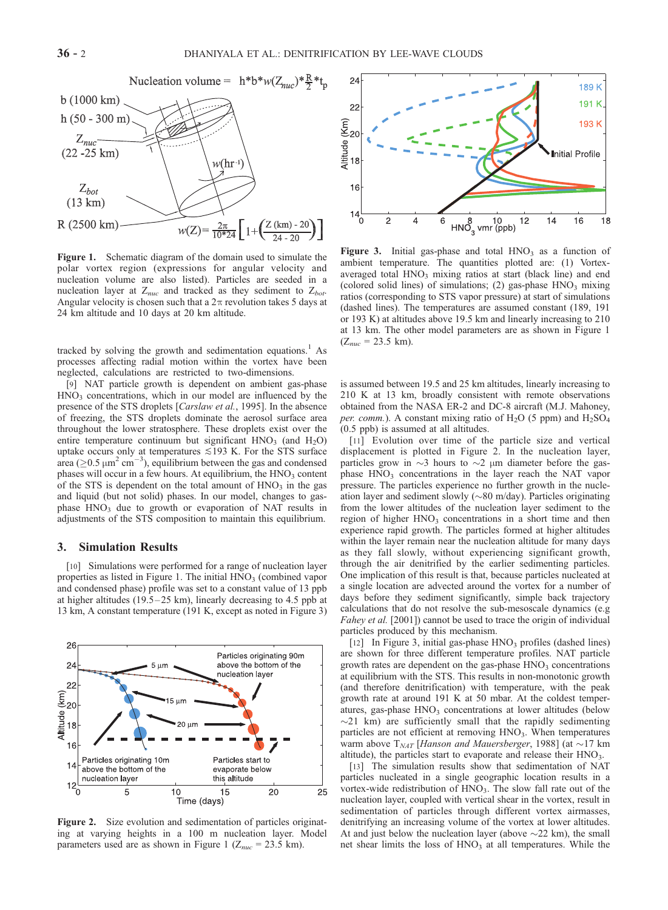**Figure 1.** Schematic diagram of the domain used to simulate the polar vortex region (expressions for angular velocity and nucleation volume are also listed). Particles are seeded in a nucleation layer at $Z_{nuc}$ and tracked as they sediment to $Z_{bot}$. Angular velocity is chosen such that a $2\pi$ revolution takes 5 days at 24 km altitude and 10 days at 20 km altitude.

**Figure 3.** Initial gas-phase and total $HNO_3$ as a function of ambient temperature. The quantities plotted are: (1) Vortex-averaged total $HNO_3$ mixing ratios at start (black line) and end (colored solid lines) of simulations; (2) gas-phase $HNO_3$ mixing ratios (corresponding to STS vapor pressure) at start of simulations (dashed lines). The temperatures are assumed constant (189, 191 or 193 K) at altitudes above 19.5 km and linearly increasing to 210 at 13 km. The other model parameters are as shown in Figure 1 ($Z_{nuc}$ = 23.5 km).

tracked by solving the growth and sedimentation equations.[1] As processes affecting radial motion within the vortex have been neglected, calculations are restricted to two-dimensions.

[9] NAT particle growth is dependent on ambient gas-phase $HNO_3$ concentrations, which in our model are influenced by the presence of the STS droplets [*Carslaw et al.*, 1995]. In the absence of freezing, the STS droplets dominate the aerosol surface area throughout the lower stratosphere. These droplets exist over the entire temperature continuum but significant $HNO_3$ (and $H_2O$) uptake occurs only at temperatures $\lesssim$193 K. For the STS surface area ($\geq$0.5 $\mu m^2$ $cm^{-3}$), equilibrium between the gas and condensed phases will occur in a few hours. At equilibrium, the $HNO_3$ content of the STS is dependent on the total amount of $HNO_3$ in the gas and liquid (but not solid) phases. In our model, changes to gas-phase $HNO_3$ due to growth or evaporation of NAT results in adjustments of the STS composition to maintain this equilibrium.

## 3. Simulation Results

[10] Simulations were performed for a range of nucleation layer properties as listed in Figure 1. The initial $HNO_3$ (combined vapor and condensed phase) profile was set to a constant value of 13 ppb at higher altitudes (19.5–25 km), linearly decreasing to 4.5 ppb at 13 km, A constant temperature (191 K, except as noted in Figure 3) is assumed between 19.5 and 25 km altitudes, linearly increasing to 210 K at 13 km, broadly consistent with remote observations obtained from the NASA ER-2 and DC-8 aircraft (M.J. Mahoney, *per. comm.*). A constant mixing ratio of $H_2O$ (5 ppm) and $H_2SO_4$ (0.5 ppb) is assumed at all altitudes.

**Figure 2.** Size evolution and sedimentation of particles originating at varying heights in a 100 m nucleation layer. Model parameters used are as shown in Figure 1 ($Z_{nuc}$ = 23.5 km).

[11] Evolution over time of the particle size and vertical displacement is plotted in Figure 2. In the nucleation layer, particles grow in ~3 hours to ~2 $\mu$m diameter before the gas-phase $HNO_3$ concentrations in the layer reach the NAT vapor pressure. The particles experience no further growth in the nucleation layer and sediment slowly (~80 m/day). Particles originating from the lower altitudes of the nucleation layer sediment to the region of higher $HNO_3$ concentrations in a short time and then experience rapid growth. The particles formed at higher altitudes within the layer remain near the nucleation altitude for many days as they fall slowly, without experiencing significant growth, through the air denitrified by the earlier sedimenting particles. One implication of this result is that, because particles nucleated at a single location are advected around the vortex for a number of days before they sediment significantly, simple back trajectory calculations that do not resolve the sub-mesoscale dynamics (e.g *Fahey et al.* [2001]) cannot be used to trace the origin of individual particles produced by this mechanism.

[12] In Figure 3, initial gas-phase $HNO_3$ profiles (dashed lines) are shown for three different temperature profiles. NAT particle growth rates are dependent on the gas-phase $HNO_3$ concentrations at equilibrium with the STS. This results in non-monotonic growth (and therefore denitrification) with temperature, with the peak growth rate at around 191 K at 50 mbar. At the coldest temperatures, gas-phase $HNO_3$ concentrations at lower altitudes (below ~21 km) are sufficiently small that the rapidly sedimenting particles are not efficient at removing $HNO_3$. When temperatures warm above $T_{NAT}$ [*Hanson and Mauersberger*, 1988] (at ~17 km altitude), the particles start to evaporate and release their $HNO_3$.

[13] The simulation results show that sedimentation of NAT particles nucleated in a single geographic location results in a vortex-wide redistribution of $HNO_3$. The slow fall rate out of the nucleation layer, coupled with vertical shear in the vortex, result in sedimentation of particles through different vortex airmasses, denitrifying an increasing volume of the vortex at lower altitudes. At and just below the nucleation layer (above ~22 km), the small net shear limits the loss of $HNO_3$ at all temperatures. While the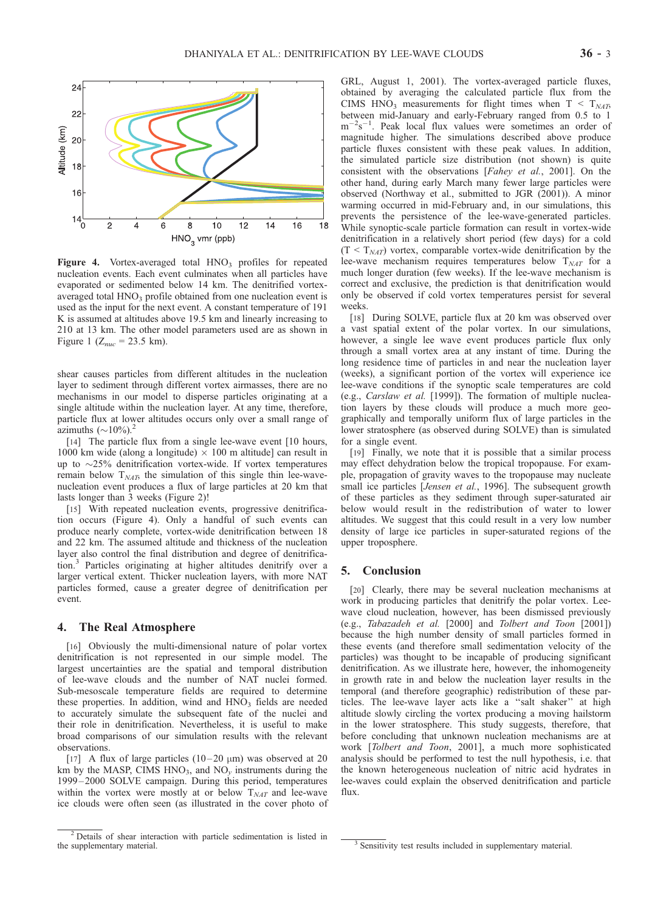**Figure 4.** Vortex-averaged total $HNO_3$ profiles for repeated nucleation events. Each event culminates when all particles have evaporated or sedimented below 14 km. The denitrified vortex-averaged total $HNO_3$ profile obtained from one nucleation event is used as the input for the next event. A constant temperature of 191 K is assumed at altitudes above 19.5 km and linearly increasing to 210 at 13 km. The other model parameters used are as shown in Figure 1 ($Z_{nuc}$ = 23.5 km).

shear causes particles from different altitudes in the nucleation layer to sediment through different vortex airmasses, there are no mechanisms in our model to disperse particles originating at a single altitude within the nucleation layer. At any time, therefore, particle flux at lower altitudes occurs only over a small range of azimuths (~10%).[2]

[14] The particle flux from a single lee-wave event [10 hours, 1000 km wide (along a longitude) × 100 m altitude] can result in up to ~25% denitrification vortex-wide. If vortex temperatures remain below $T_{NAT}$, the simulation of this single thin lee-wave-nucleation event produces a flux of large particles at 20 km that lasts longer than 3 weeks (Figure 2)!

[15] With repeated nucleation events, progressive denitrification occurs (Figure 4). Only a handful of such events can produce nearly complete, vortex-wide denitrification between 18 and 22 km. The assumed altitude and thickness of the nucleation layer also control the final distribution and degree of denitrification.[3] Particles originating at higher altitudes denitrify over a larger vertical extent. Thicker nucleation layers, with more NAT particles formed, cause a greater degree of denitrification per event.

## 4. The Real Atmosphere

[16] Obviously the multi-dimensional nature of polar vortex denitrification is not represented in our simple model. The largest uncertainties are the spatial and temporal distribution of lee-wave clouds and the number of NAT nuclei formed. Sub-mesoscale temperature fields are required to determine these properties. In addition, wind and $HNO_3$ fields are needed to accurately simulate the subsequent fate of the nuclei and their role in denitrification. Nevertheless, it is useful to make broad comparisons of our simulation results with the relevant observations.

[17] A flux of large particles (10–20 μm) was observed at 20 km by the MASP, CIMS $HNO_3$, and $NO_y$ instruments during the 1999–2000 SOLVE campaign. During this period, temperatures within the vortex were mostly at or below $T_{NAT}$ and lee-wave ice clouds were often seen (as illustrated in the cover photo of GRL, August 1, 2001). The vortex-averaged particle fluxes, obtained by averaging the calculated particle flux from the CIMS $HNO_3$ measurements for flight times when T < $T_{NAT}$, between mid-January and early-February ranged from 0.5 to 1 $m^{-2}s^{-1}$. Peak local flux values were sometimes an order of magnitude higher. The simulations described above produce particle fluxes consistent with these peak values. In addition, the simulated particle size distribution (not shown) is quite consistent with the observations [*Fahey et al.*, 2001]. On the other hand, during early March many fewer large particles were observed (Northway et al., submitted to JGR (2001)). A minor warming occurred in mid-February and, in our simulations, this prevents the persistence of the lee-wave-generated particles. While synoptic-scale particle formation can result in vortex-wide denitrification in a relatively short period (few days) for a cold (T < $T_{NAT}$) vortex, comparable vortex-wide denitrification by the lee-wave mechanism requires temperatures below $T_{NAT}$ for a much longer duration (few weeks). If the lee-wave mechanism is correct and exclusive, the prediction is that denitrification would only be observed if cold vortex temperatures persist for several weeks.

[18] During SOLVE, particle flux at 20 km was observed over a vast spatial extent of the polar vortex. In our simulations, however, a single lee wave event produces particle flux only through a small vortex area at any instant of time. During the long residence time of particles in and near the nucleation layer (weeks), a significant portion of the vortex will experience ice lee-wave conditions if the synoptic scale temperatures are cold (e.g., *Carslaw et al.* [1999]). The formation of multiple nucleation layers by these clouds will produce a much more geographically and temporally uniform flux of large particles in the lower stratosphere (as observed during SOLVE) than is simulated for a single event.

[19] Finally, we note that it is possible that a similar process may effect dehydration below the tropical tropopause. For example, propagation of gravity waves to the tropopause may nucleate small ice particles [*Jensen et al.*, 1996]. The subsequent growth of these particles as they sediment through super-saturated air below would result in the redistribution of water to lower altitudes. We suggest that this could result in a very low number density of large ice particles in super-saturated regions of the upper troposphere.

## 5. Conclusion

[20] Clearly, there may be several nucleation mechanisms at work in producing particles that denitrify the polar vortex. Lee-wave cloud nucleation, however, has been dismissed previously (e.g., *Tabazadeh et al.* [2000] and *Tolbert and Toon* [2001]) because the high number density of small particles formed in these events (and therefore small sedimentation velocity of the particles) was thought to be incapable of producing significant denitrification. As we illustrate here, however, the inhomogeneity in growth rate in and below the nucleation layer results in the temporal (and therefore geographic) redistribution of these particles. The lee-wave layer acts like a "salt shaker" at high altitude slowly circling the vortex producing a moving hailstorm in the lower stratosphere. This study suggests, therefore, that before concluding that unknown nucleation mechanisms are at work [*Tolbert and Toon*, 2001], a much more sophisticated analysis should be performed to test the null hypothesis, i.e. that the known heterogeneous nucleation of nitric acid hydrates in lee-waves could explain the observed denitrification and particle flux.

---

[2] Details of shear interaction with particle sedimentation is listed in the supplementary material.

[3] Sensitivity test results included in supplementary material.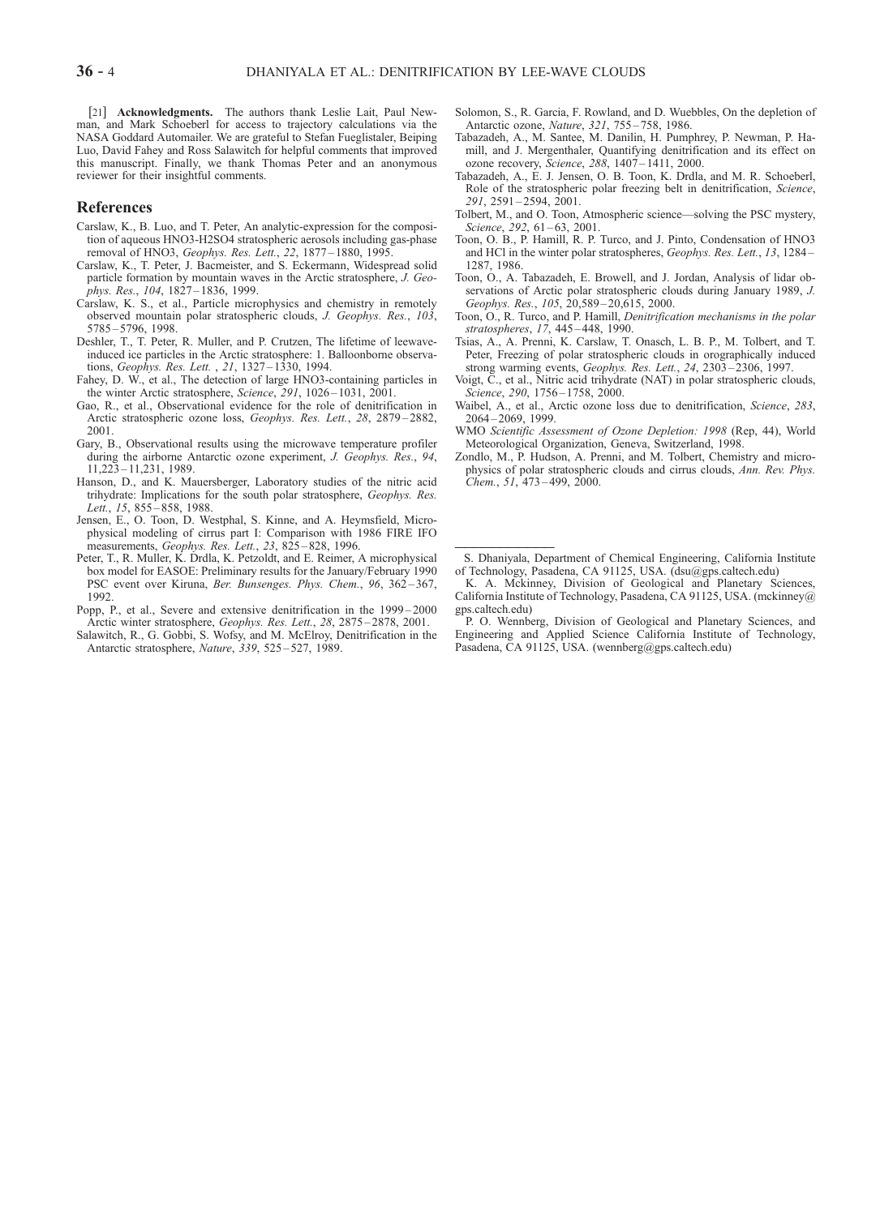[21] **Acknowledgments.** The authors thank Leslie Lait, Paul Newman, and Mark Schoeberl for access to trajectory calculations via the NASA Goddard Automailer. We are grateful to Stefan Fueglistaler, Beiping Luo, David Fahey and Ross Salawitch for helpful comments that improved this manuscript. Finally, we thank Thomas Peter and an anonymous reviewer for their insightful comments.

## References

Carslaw, K., B. Luo, and T. Peter, An analytic-expression for the composition of aqueous HNO3-H2SO4 stratospheric aerosols including gas-phase removal of HNO3, *Geophys. Res. Lett.*, *22*, 1877–1880, 1995.

Carslaw, K., T. Peter, J. Bacmeister, and S. Eckermann, Widespread solid particle formation by mountain waves in the Arctic stratosphere, *J. Geophys. Res.*, *104*, 1827–1836, 1999.

Carslaw, K. S., et al., Particle microphysics and chemistry in remotely observed mountain polar stratospheric clouds, *J. Geophys. Res.*, *103*, 5785–5796, 1998.

Deshler, T., T. Peter, R. Muller, and P. Crutzen, The lifetime of leewave-induced ice particles in the Arctic stratosphere: 1. Balloonborne observations, *Geophys. Res. Lett.* , *21*, 1327–1330, 1994.

Fahey, D. W., et al., The detection of large HNO3-containing particles in the winter Arctic stratosphere, *Science*, *291*, 1026–1031, 2001.

Gao, R., et al., Observational evidence for the role of denitrification in Arctic stratospheric ozone loss, *Geophys. Res. Lett.*, *28*, 2879–2882, 2001.

Gary, B., Observational results using the microwave temperature profiler during the airborne Antarctic ozone experiment, *J. Geophys. Res.*, *94*, 11,223–11,231, 1989.

Hanson, D., and K. Mauersberger, Laboratory studies of the nitric acid trihydrate: Implications for the south polar stratosphere, *Geophys. Res. Lett.*, *15*, 855–858, 1988.

Jensen, E., O. Toon, D. Westphal, S. Kinne, and A. Heymsfield, Microphysical modeling of cirrus part I: Comparison with 1986 FIRE IFO measurements, *Geophys. Res. Lett.*, *23*, 825–828, 1996.

Peter, T., R. Muller, K. Drdla, K. Petzoldt, and E. Reimer, A microphysical box model for EASOE: Preliminary results for the January/February 1990 PSC event over Kiruna, *Ber. Bunsenges. Phys. Chem.*, *96*, 362–367, 1992.

Popp, P., et al., Severe and extensive denitrification in the 1999–2000 Arctic winter stratosphere, *Geophys. Res. Lett.*, *28*, 2875–2878, 2001.

Salawitch, R., G. Gobbi, S. Wofsy, and M. McElroy, Denitrification in the Antarctic stratosphere, *Nature*, *339*, 525–527, 1989.

Solomon, S., R. Garcia, F. Rowland, and D. Wuebbles, On the depletion of Antarctic ozone, *Nature*, *321*, 755–758, 1986.

Tabazadeh, A., M. Santee, M. Danilin, H. Pumphrey, P. Newman, P. Hamill, and J. Mergenthaler, Quantifying denitrification and its effect on ozone recovery, *Science*, *288*, 1407–1411, 2000.

Tabazadeh, A., E. J. Jensen, O. B. Toon, K. Drdla, and M. R. Schoeberl, Role of the stratospheric polar freezing belt in denitrification, *Science*, *291*, 2591–2594, 2001.

Tolbert, M., and O. Toon, Atmospheric science—solving the PSC mystery, *Science*, *292*, 61–63, 2001.

Toon, O. B., P. Hamill, R. P. Turco, and J. Pinto, Condensation of HNO3 and HCl in the winter polar stratospheres, *Geophys. Res. Lett.*, *13*, 1284–1287, 1986.

Toon, O., A. Tabazadeh, E. Browell, and J. Jordan, Analysis of lidar observations of Arctic polar stratospheric clouds during January 1989, *J. Geophys. Res.*, *105*, 20,589–20,615, 2000.

Toon, O., R. Turco, and P. Hamill, *Denitrification mechanisms in the polar stratospheres*, *17*, 445–448, 1990.

Tsias, A., A. Prenni, K. Carslaw, T. Onasch, L. B. P., M. Tolbert, and T. Peter, Freezing of polar stratospheric clouds in orographically induced strong warming events, *Geophys. Res. Lett.*, *24*, 2303–2306, 1997.

Voigt, C., et al., Nitric acid trihydrate (NAT) in polar stratospheric clouds, *Science*, *290*, 1756–1758, 2000.

Waibel, A., et al., Arctic ozone loss due to denitrification, *Science*, *283*, 2064–2069, 1999.

WMO *Scientific Assessment of Ozone Depletion: 1998* (Rep, 44), World Meteorological Organization, Geneva, Switzerland, 1998.

Zondlo, M., P. Hudson, A. Prenni, and M. Tolbert, Chemistry and microphysics of polar stratospheric clouds and cirrus clouds, *Ann. Rev. Phys. Chem.*, *51*, 473–499, 2000.

---

S. Dhaniyala, Department of Chemical Engineering, California Institute of Technology, Pasadena, CA 91125, USA. (dsu@gps.caltech.edu)

K. A. Mckinney, Division of Geological and Planetary Sciences, California Institute of Technology, Pasadena, CA 91125, USA. (mckinney@gps.caltech.edu)

P. O. Wennberg, Division of Geological and Planetary Sciences, and Engineering and Applied Science California Institute of Technology, Pasadena, CA 91125, USA. (wennberg@gps.caltech.edu)